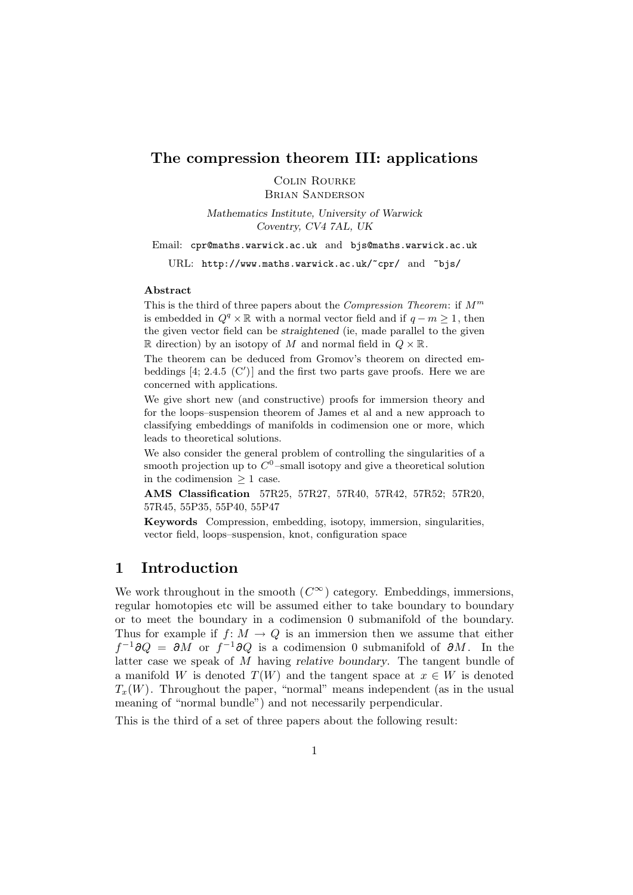# The compression theorem III: applications

Colin Rourke
Brian Sanderson

*Mathematics Institute, University of Warwick*
*Coventry, CV4 7AL, UK*

Email: cpr@maths.warwick.ac.uk and bjs@maths.warwick.ac.uk

URL: http://www.maths.warwick.ac.uk/~cpr/ and ~bjs/

**Abstract**

This is the third of three papers about the *Compression Theorem*: if $M^m$ is embedded in $Q^q \times \mathbb{R}$ with a normal vector field and if $q - m \geq 1$, then the given vector field can be *straightened* (ie, made parallel to the given $\mathbb{R}$ direction) by an isotopy of $M$ and normal field in $Q \times \mathbb{R}$.

The theorem can be deduced from Gromov's theorem on directed embeddings [4; 2.4.5 (C′)] and the first two parts gave proofs. Here we are concerned with applications.

We give short new (and constructive) proofs for immersion theory and for the loops–suspension theorem of James et al and a new approach to classifying embeddings of manifolds in codimension one or more, which leads to theoretical solutions.

We also consider the general problem of controlling the singularities of a smooth projection up to $C^0$–small isotopy and give a theoretical solution in the codimension $\geq 1$ case.

**AMS Classification** 57R25, 57R27, 57R40, 57R42, 57R52; 57R20, 57R45, 55P35, 55P40, 55P47

**Keywords** Compression, embedding, isotopy, immersion, singularities, vector field, loops–suspension, knot, configuration space

# 1 Introduction

We work throughout in the smooth ($C^\infty$) category. Embeddings, immersions, regular homotopies etc will be assumed either to take boundary to boundary or to meet the boundary in a codimension 0 submanifold of the boundary. Thus for example if $f\colon M \to Q$ is an immersion then we assume that either $f^{-1}\partial Q = \partial M$ or $f^{-1}\partial Q$ is a codimension 0 submanifold of $\partial M$. In the latter case we speak of $M$ having *relative boundary*. The tangent bundle of a manifold $W$ is denoted $T(W)$ and the tangent space at $x \in W$ is denoted $T_x(W)$. Throughout the paper, "normal" means independent (as in the usual meaning of "normal bundle") and not necessarily perpendicular.

This is the third of a set of three papers about the following result: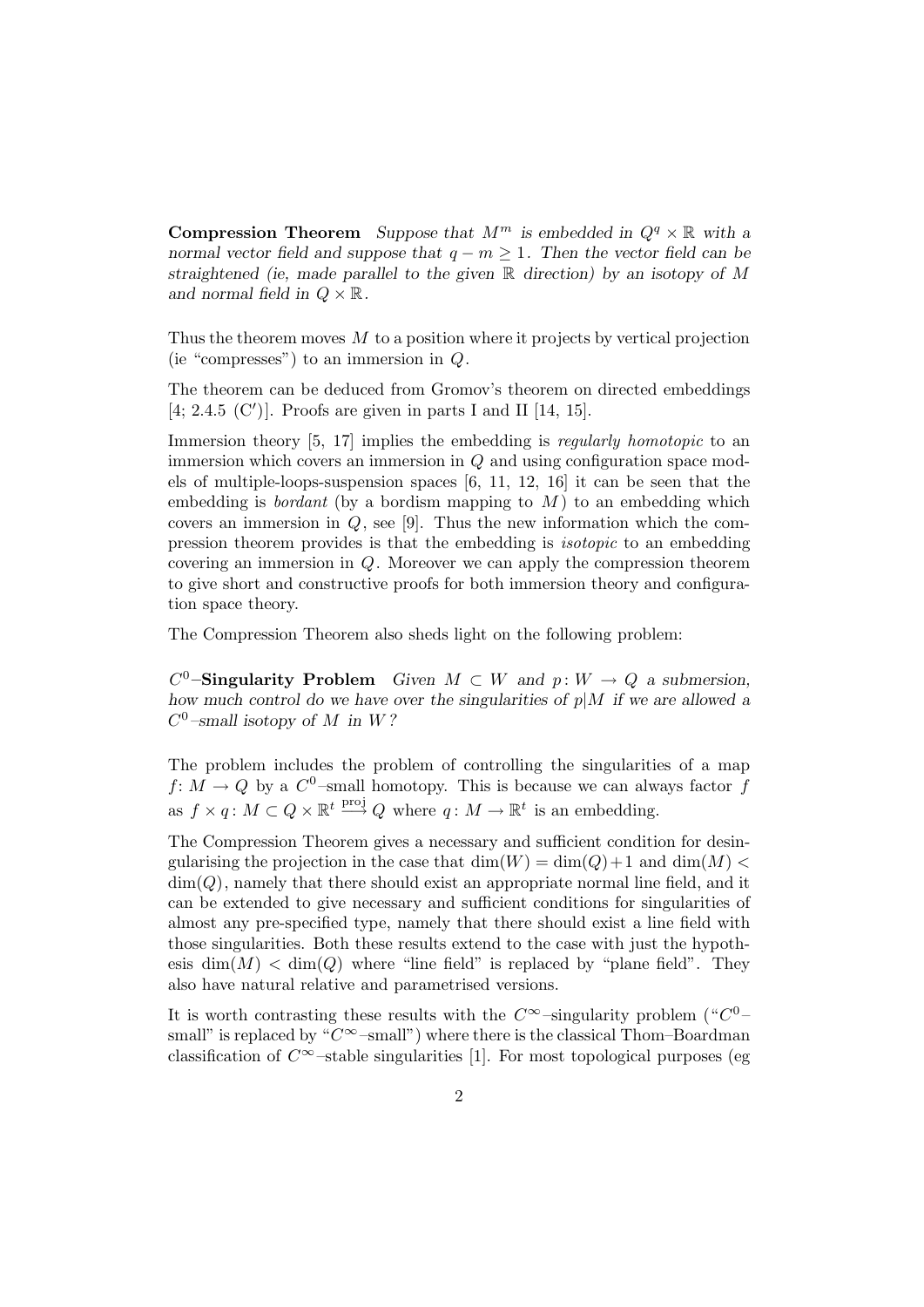**Compression Theorem** *Suppose that $M^m$ is embedded in $Q^q \times \mathbb{R}$ with a normal vector field and suppose that $q - m \geq 1$. Then the vector field can be straightened (ie, made parallel to the given $\mathbb{R}$ direction) by an isotopy of $M$ and normal field in $Q \times \mathbb{R}$.*

Thus the theorem moves $M$ to a position where it projects by vertical projection (ie "compresses") to an immersion in $Q$.

The theorem can be deduced from Gromov's theorem on directed embeddings [4; 2.4.5 (C′)]. Proofs are given in parts I and II [14, 15].

Immersion theory [5, 17] implies the embedding is *regularly homotopic* to an immersion which covers an immersion in $Q$ and using configuration space models of multiple-loops-suspension spaces [6, 11, 12, 16] it can be seen that the embedding is *bordant* (by a bordism mapping to $M$) to an embedding which covers an immersion in $Q$, see [9]. Thus the new information which the compression theorem provides is that the embedding is *isotopic* to an embedding covering an immersion in $Q$. Moreover we can apply the compression theorem to give short and constructive proofs for both immersion theory and configuration space theory.

The Compression Theorem also sheds light on the following problem:

**$C^0$–Singularity Problem** *Given $M \subset W$ and $p\colon W \to Q$ a submersion, how much control do we have over the singularities of $p|M$ if we are allowed a $C^0$–small isotopy of $M$ in $W$?*

The problem includes the problem of controlling the singularities of a map $f\colon M \to Q$ by a $C^0$–small homotopy. This is because we can always factor $f$ as $f \times q\colon M \subset Q \times \mathbb{R}^t \xrightarrow{\text{proj}} Q$ where $q\colon M \to \mathbb{R}^t$ is an embedding.

The Compression Theorem gives a necessary and sufficient condition for desingularising the projection in the case that $\dim(W) = \dim(Q)+1$ and $\dim(M) < \dim(Q)$, namely that there should exist an appropriate normal line field, and it can be extended to give necessary and sufficient conditions for singularities of almost any pre-specified type, namely that there should exist a line field with those singularities. Both these results extend to the case with just the hypothesis $\dim(M) < \dim(Q)$ where "line field" is replaced by "plane field". They also have natural relative and parametrised versions.

It is worth contrasting these results with the $C^\infty$–singularity problem ("$C^0$–small" is replaced by "$C^\infty$–small") where there is the classical Thom–Boardman classification of $C^\infty$–stable singularities [1]. For most topological purposes (eg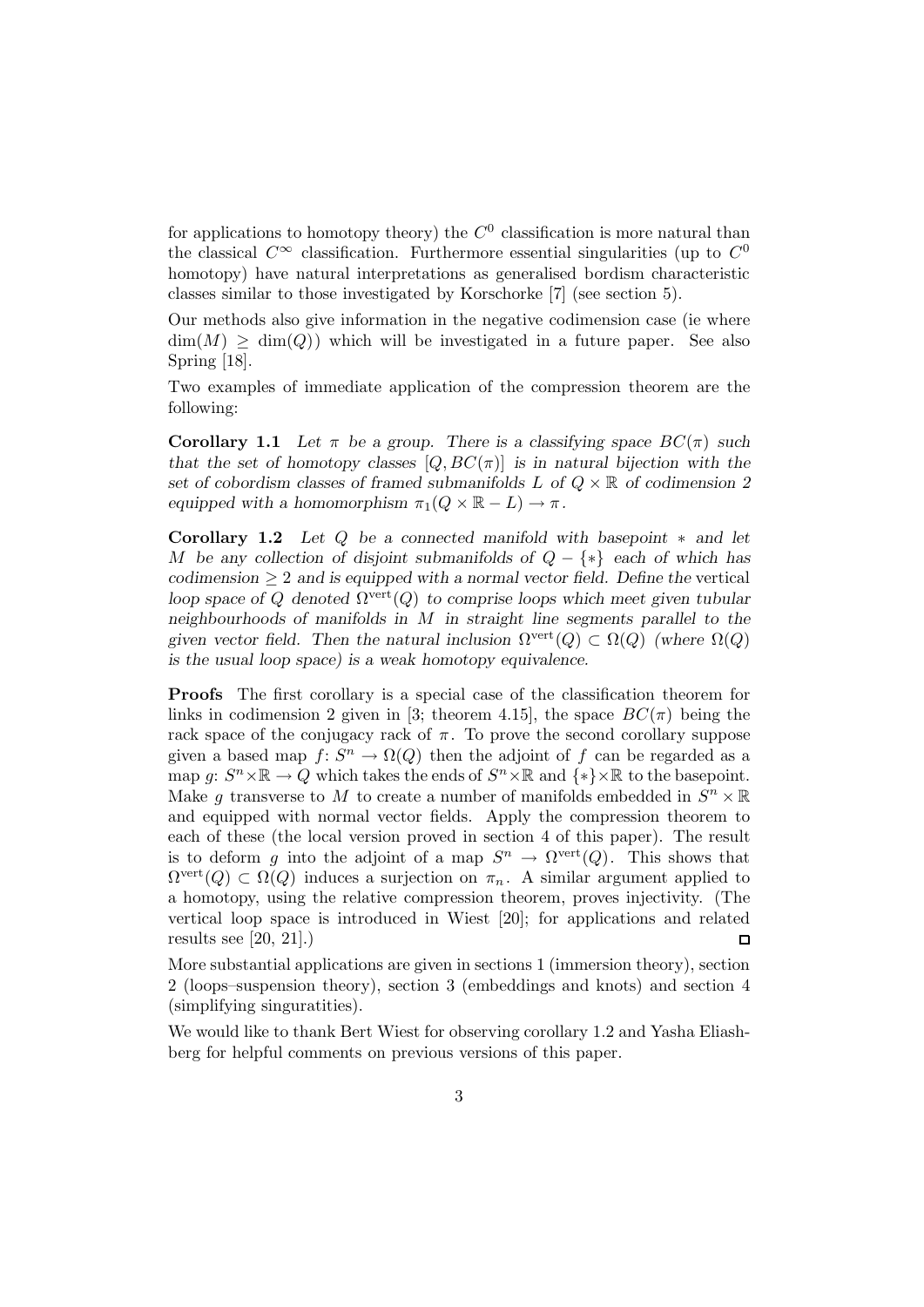for applications to homotopy theory) the $C^0$ classification is more natural than the classical $C^\infty$ classification. Furthermore essential singularities (up to $C^0$ homotopy) have natural interpretations as generalised bordism characteristic classes similar to those investigated by Korschorke [7] (see section 5).

Our methods also give information in the negative codimension case (ie where $\dim(M) \geq \dim(Q)$) which will be investigated in a future paper. See also Spring [18].

Two examples of immediate application of the compression theorem are the following:

**Corollary 1.1** *Let $\pi$ be a group. There is a classifying space $BC(\pi)$ such that the set of homotopy classes $[Q, BC(\pi)]$ is in natural bijection with the set of cobordism classes of framed submanifolds $L$ of $Q \times \mathbb{R}$ of codimension 2 equipped with a homomorphism $\pi_1(Q \times \mathbb{R} - L) \to \pi$.*

**Corollary 1.2** *Let $Q$ be a connected manifold with basepoint $*$ and let $M$ be any collection of disjoint submanifolds of $Q - \{*\}$ each of which has codimension $\geq 2$ and is equipped with a normal vector field. Define the* vertical *loop space of $Q$ denoted $\Omega^{\mathrm{vert}}(Q)$ to comprise loops which meet given tubular neighbourhoods of manifolds in $M$ in straight line segments parallel to the given vector field. Then the natural inclusion $\Omega^{\mathrm{vert}}(Q) \subset \Omega(Q)$ (where $\Omega(Q)$ is the usual loop space) is a weak homotopy equivalence.*

**Proofs** The first corollary is a special case of the classification theorem for links in codimension 2 given in [3; theorem 4.15], the space $BC(\pi)$ being the rack space of the conjugacy rack of $\pi$. To prove the second corollary suppose given a based map $f\colon S^n \to \Omega(Q)$ then the adjoint of $f$ can be regarded as a map $g\colon S^n \times \mathbb{R} \to Q$ which takes the ends of $S^n \times \mathbb{R}$ and $\{*\} \times \mathbb{R}$ to the basepoint. Make $g$ transverse to $M$ to create a number of manifolds embedded in $S^n \times \mathbb{R}$ and equipped with normal vector fields. Apply the compression theorem to each of these (the local version proved in section 4 of this paper). The result is to deform $g$ into the adjoint of a map $S^n \to \Omega^{\mathrm{vert}}(Q)$. This shows that $\Omega^{\mathrm{vert}}(Q) \subset \Omega(Q)$ induces a surjection on $\pi_n$. A similar argument applied to a homotopy, using the relative compression theorem, proves injectivity. (The vertical loop space is introduced in Wiest [20]; for applications and related results see [20, 21].) □

More substantial applications are given in sections 1 (immersion theory), section 2 (loops–suspension theory), section 3 (embeddings and knots) and section 4 (simplifying singuratities).

We would like to thank Bert Wiest for observing corollary 1.2 and Yasha Eliashberg for helpful comments on previous versions of this paper.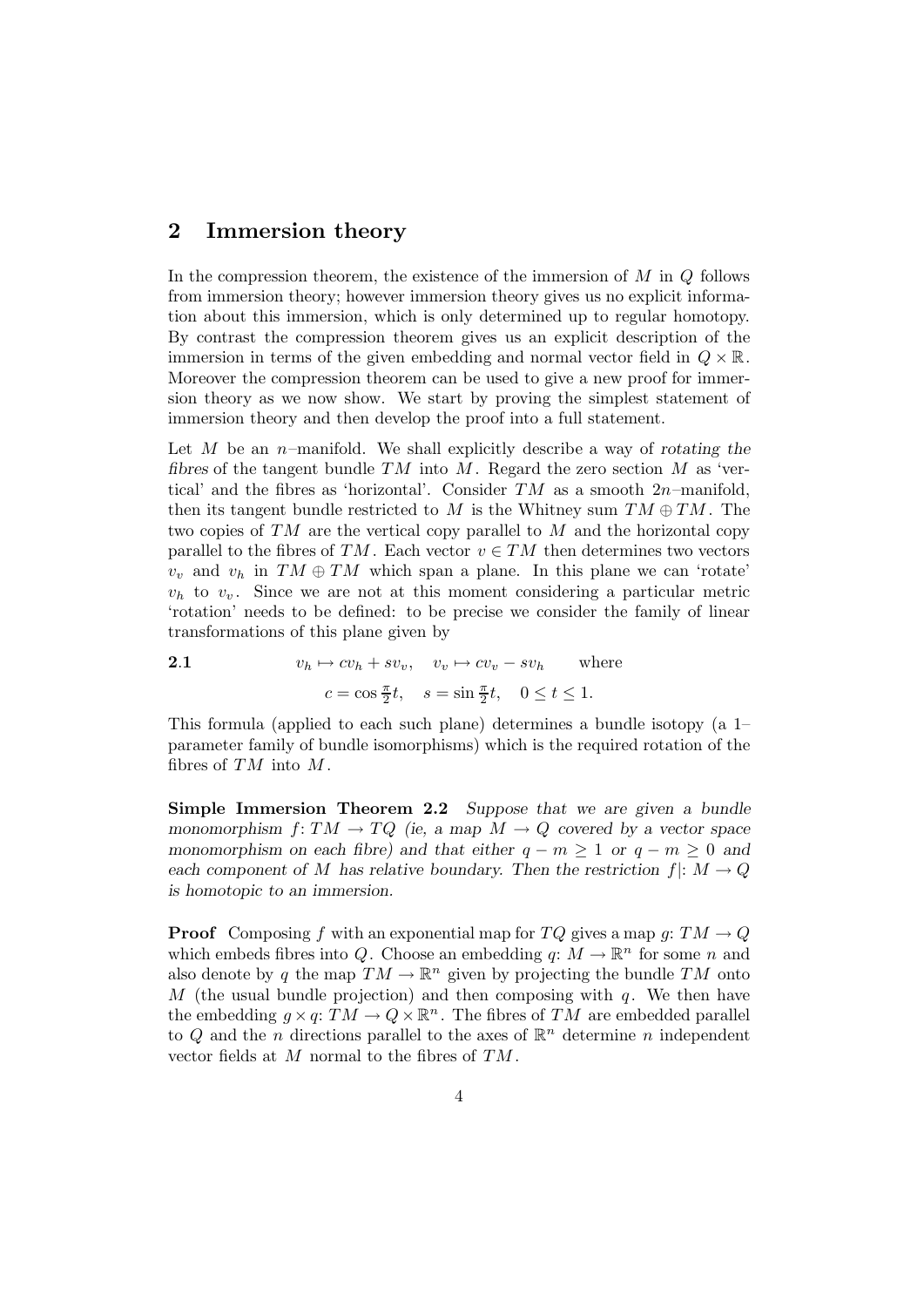## 2 Immersion theory

In the compression theorem, the existence of the immersion of $M$ in $Q$ follows from immersion theory; however immersion theory gives us no explicit information about this immersion, which is only determined up to regular homotopy. By contrast the compression theorem gives us an explicit description of the immersion in terms of the given embedding and normal vector field in $Q \times \mathbb{R}$. Moreover the compression theorem can be used to give a new proof for immersion theory as we now show. We start by proving the simplest statement of immersion theory and then develop the proof into a full statement.

Let $M$ be an $n$–manifold. We shall explicitly describe a way of *rotating the fibres* of the tangent bundle $TM$ into $M$. Regard the zero section $M$ as 'vertical' and the fibres as 'horizontal'. Consider $TM$ as a smooth $2n$–manifold, then its tangent bundle restricted to $M$ is the Whitney sum $TM \oplus TM$. The two copies of $TM$ are the vertical copy parallel to $M$ and the horizontal copy parallel to the fibres of $TM$. Each vector $v \in TM$ then determines two vectors $v_v$ and $v_h$ in $TM \oplus TM$ which span a plane. In this plane we can 'rotate' $v_h$ to $v_v$. Since we are not at this moment considering a particular metric 'rotation' needs to be defined: to be precise we consider the family of linear transformations of this plane given by

**2.1**
$$v_h \mapsto cv_h + sv_v, \quad v_v \mapsto cv_v - sv_h \qquad \text{where}$$
$$c = \cos \tfrac{\pi}{2}t, \quad s = \sin \tfrac{\pi}{2}t, \quad 0 \le t \le 1.$$

This formula (applied to each such plane) determines a bundle isotopy (a 1–parameter family of bundle isomorphisms) which is the required rotation of the fibres of $TM$ into $M$.

**Simple Immersion Theorem 2.2** *Suppose that we are given a bundle monomorphism $f\colon TM \to TQ$ (ie, a map $M \to Q$ covered by a vector space monomorphism on each fibre) and that either $q - m \ge 1$ or $q - m \ge 0$ and each component of $M$ has relative boundary. Then the restriction $f|\colon M \to Q$ is homotopic to an immersion.*

**Proof** Composing $f$ with an exponential map for $TQ$ gives a map $g\colon TM \to Q$ which embeds fibres into $Q$. Choose an embedding $q\colon M \to \mathbb{R}^n$ for some $n$ and also denote by $q$ the map $TM \to \mathbb{R}^n$ given by projecting the bundle $TM$ onto $M$ (the usual bundle projection) and then composing with $q$. We then have the embedding $g \times q\colon TM \to Q \times \mathbb{R}^n$. The fibres of $TM$ are embedded parallel to $Q$ and the $n$ directions parallel to the axes of $\mathbb{R}^n$ determine $n$ independent vector fields at $M$ normal to the fibres of $TM$.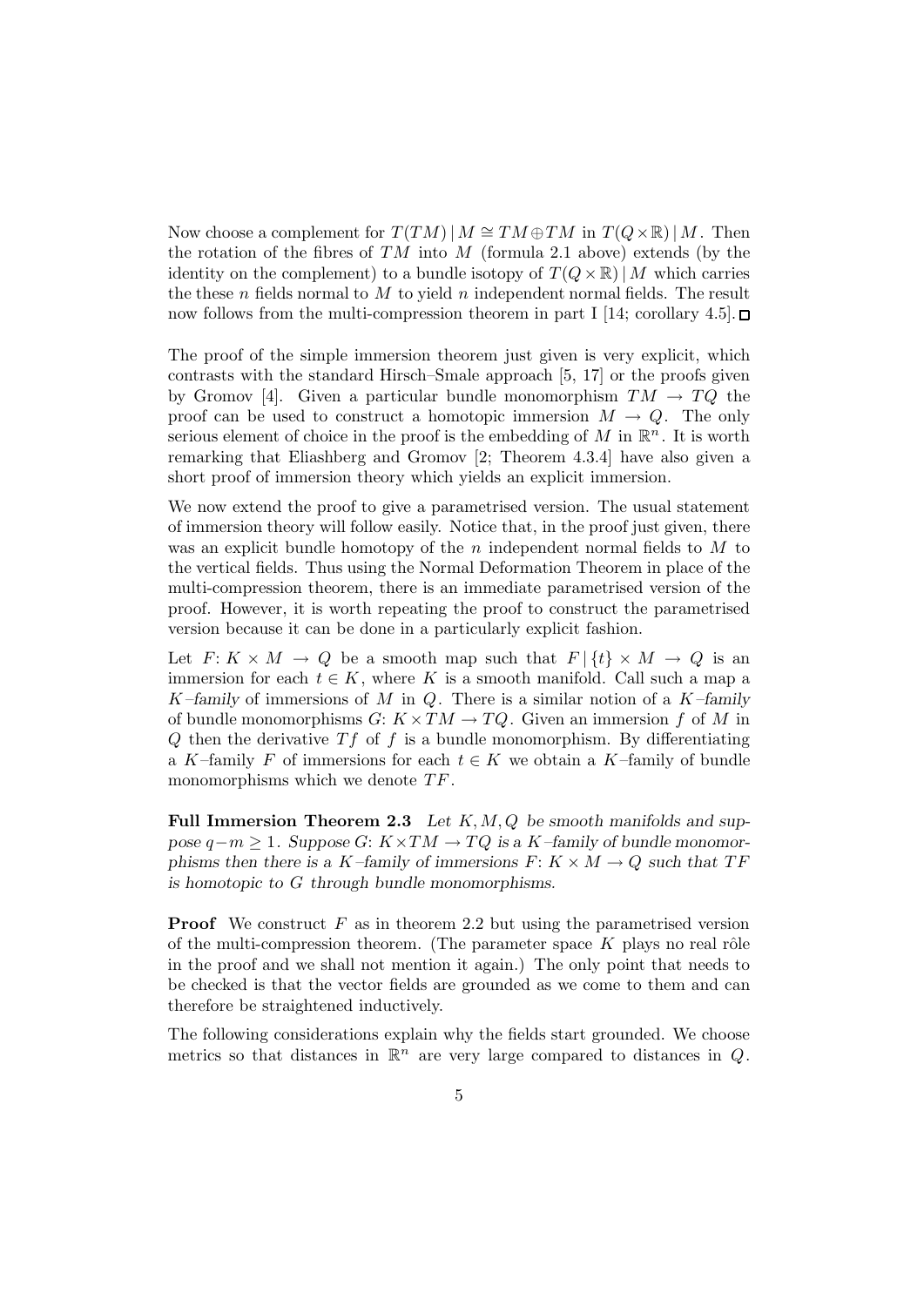Now choose a complement for $T(TM)\,|\,M \cong TM \oplus TM$ in $T(Q \times \mathbb{R})\,|\,M$. Then the rotation of the fibres of $TM$ into $M$ (formula 2.1 above) extends (by the identity on the complement) to a bundle isotopy of $T(Q \times \mathbb{R})\,|\,M$ which carries the these $n$ fields normal to $M$ to yield $n$ independent normal fields. The result now follows from the multi-compression theorem in part I [14; corollary 4.5]. □

The proof of the simple immersion theorem just given is very explicit, which contrasts with the standard Hirsch–Smale approach [5, 17] or the proofs given by Gromov [4]. Given a particular bundle monomorphism $TM \to TQ$ the proof can be used to construct a homotopic immersion $M \to Q$. The only serious element of choice in the proof is the embedding of $M$ in $\mathbb{R}^n$. It is worth remarking that Eliashberg and Gromov [2; Theorem 4.3.4] have also given a short proof of immersion theory which yields an explicit immersion.

We now extend the proof to give a parametrised version. The usual statement of immersion theory will follow easily. Notice that, in the proof just given, there was an explicit bundle homotopy of the $n$ independent normal fields to $M$ to the vertical fields. Thus using the Normal Deformation Theorem in place of the multi-compression theorem, there is an immediate parametrised version of the proof. However, it is worth repeating the proof to construct the parametrised version because it can be done in a particularly explicit fashion.

Let $F\colon K \times M \to Q$ be a smooth map such that $F\,|\,\{t\} \times M \to Q$ is an immersion for each $t \in K$, where $K$ is a smooth manifold. Call such a map a *$K$–family* of immersions of $M$ in $Q$. There is a similar notion of a *$K$–family* of bundle monomorphisms $G\colon K \times TM \to TQ$. Given an immersion $f$ of $M$ in $Q$ then the derivative $Tf$ of $f$ is a bundle monomorphism. By differentiating a $K$–family $F$ of immersions for each $t \in K$ we obtain a $K$–family of bundle monomorphisms which we denote $TF$.

**Full Immersion Theorem 2.3** *Let $K, M, Q$ be smooth manifolds and suppose $q - m \geq 1$. Suppose $G\colon K \times TM \to TQ$ is a $K$–family of bundle monomorphisms then there is a $K$–family of immersions $F\colon K \times M \to Q$ such that $TF$ is homotopic to $G$ through bundle monomorphisms.*

**Proof** We construct $F$ as in theorem 2.2 but using the parametrised version of the multi-compression theorem. (The parameter space $K$ plays no real rôle in the proof and we shall not mention it again.) The only point that needs to be checked is that the vector fields are grounded as we come to them and can therefore be straightened inductively.

The following considerations explain why the fields start grounded. We choose metrics so that distances in $\mathbb{R}^n$ are very large compared to distances in $Q$.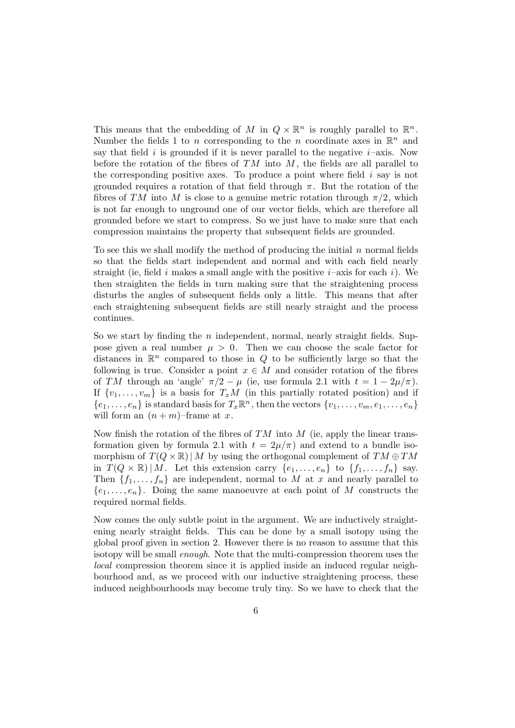This means that the embedding of $M$ in $Q \times \mathbb{R}^n$ is roughly parallel to $\mathbb{R}^n$. Number the fields 1 to $n$ corresponding to the $n$ coordinate axes in $\mathbb{R}^n$ and say that field $i$ is grounded if it is never parallel to the negative $i$–axis. Now before the rotation of the fibres of $TM$ into $M$, the fields are all parallel to the corresponding positive axes. To produce a point where field $i$ say is not grounded requires a rotation of that field through $\pi$. But the rotation of the fibres of $TM$ into $M$ is close to a genuine metric rotation through $\pi/2$, which is not far enough to unground one of our vector fields, which are therefore all grounded before we start to compress. So we just have to make sure that each compression maintains the property that subsequent fields are grounded.

To see this we shall modify the method of producing the initial $n$ normal fields so that the fields start independent and normal and with each field nearly straight (ie, field $i$ makes a small angle with the positive $i$–axis for each $i$). We then straighten the fields in turn making sure that the straightening process disturbs the angles of subsequent fields only a little. This means that after each straightening subsequent fields are still nearly straight and the process continues.

So we start by finding the $n$ independent, normal, nearly straight fields. Suppose given a real number $\mu > 0$. Then we can choose the scale factor for distances in $\mathbb{R}^n$ compared to those in $Q$ to be sufficiently large so that the following is true. Consider a point $x \in M$ and consider rotation of the fibres of $TM$ through an 'angle' $\pi/2 - \mu$ (ie, use formula 2.1 with $t = 1 - 2\mu/\pi$). If $\{v_1, \ldots, v_m\}$ is a basis for $T_xM$ (in this partially rotated position) and if $\{e_1, \ldots, e_n\}$ is standard basis for $T_x\mathbb{R}^n$, then the vectors $\{v_1, \ldots, v_m, e_1, \ldots, e_n\}$ will form an $(n+m)$–frame at $x$.

Now finish the rotation of the fibres of $TM$ into $M$ (ie, apply the linear transformation given by formula 2.1 with $t = 2\mu/\pi$) and extend to a bundle isomorphism of $T(Q \times \mathbb{R}) \,|\, M$ by using the orthogonal complement of $TM \oplus TM$ in $T(Q \times \mathbb{R}) \,|\, M$. Let this extension carry $\{e_1, \ldots, e_n\}$ to $\{f_1, \ldots, f_n\}$ say. Then $\{f_1, \ldots, f_n\}$ are independent, normal to $M$ at $x$ and nearly parallel to $\{e_1, \ldots, e_n\}$. Doing the same manoeuvre at each point of $M$ constructs the required normal fields.

Now comes the only subtle point in the argument. We are inductively straightening nearly straight fields. This can be done by a small isotopy using the global proof given in section 2. However there is no reason to assume that this isotopy will be small *enough*. Note that the multi-compression theorem uses the *local* compression theorem since it is applied inside an induced regular neighbourhood and, as we proceed with our inductive straightening process, these induced neighbourhoods may become truly tiny. So we have to check that the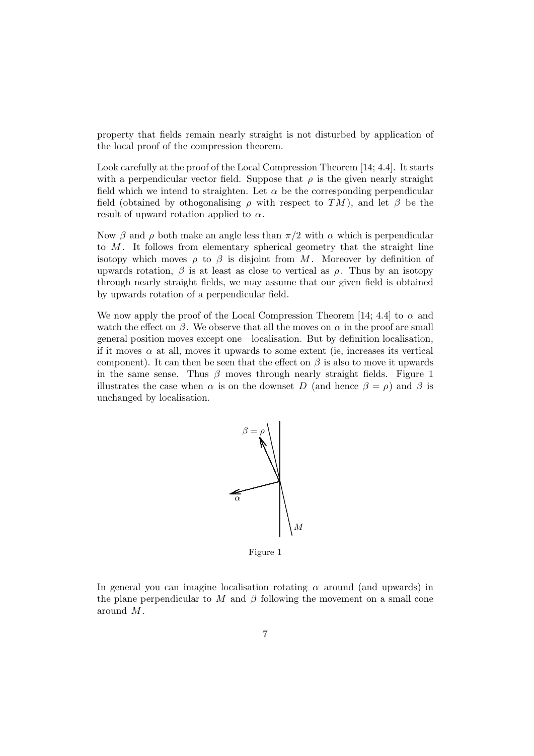property that fields remain nearly straight is not disturbed by application of the local proof of the compression theorem.

Look carefully at the proof of the Local Compression Theorem [14; 4.4]. It starts with a perpendicular vector field. Suppose that $\rho$ is the given nearly straight field which we intend to straighten. Let $\alpha$ be the corresponding perpendicular field (obtained by othogonalising $\rho$ with respect to $TM$), and let $\beta$ be the result of upward rotation applied to $\alpha$.

Now $\beta$ and $\rho$ both make an angle less than $\pi/2$ with $\alpha$ which is perpendicular to $M$. It follows from elementary spherical geometry that the straight line isotopy which moves $\rho$ to $\beta$ is disjoint from $M$. Moreover by definition of upwards rotation, $\beta$ is at least as close to vertical as $\rho$. Thus by an isotopy through nearly straight fields, we may assume that our given field is obtained by upwards rotation of a perpendicular field.

We now apply the proof of the Local Compression Theorem [14; 4.4] to $\alpha$ and watch the effect on $\beta$. We observe that all the moves on $\alpha$ in the proof are small general position moves except one—localisation. But by definition localisation, if it moves $\alpha$ at all, moves it upwards to some extent (ie, increases its vertical component). It can then be seen that the effect on $\beta$ is also to move it upwards in the same sense. Thus $\beta$ moves through nearly straight fields. Figure 1 illustrates the case when $\alpha$ is on the downset $D$ (and hence $\beta = \rho$) and $\beta$ is unchanged by localisation.

Figure 1

In general you can imagine localisation rotating $\alpha$ around (and upwards) in the plane perpendicular to $M$ and $\beta$ following the movement on a small cone around $M$.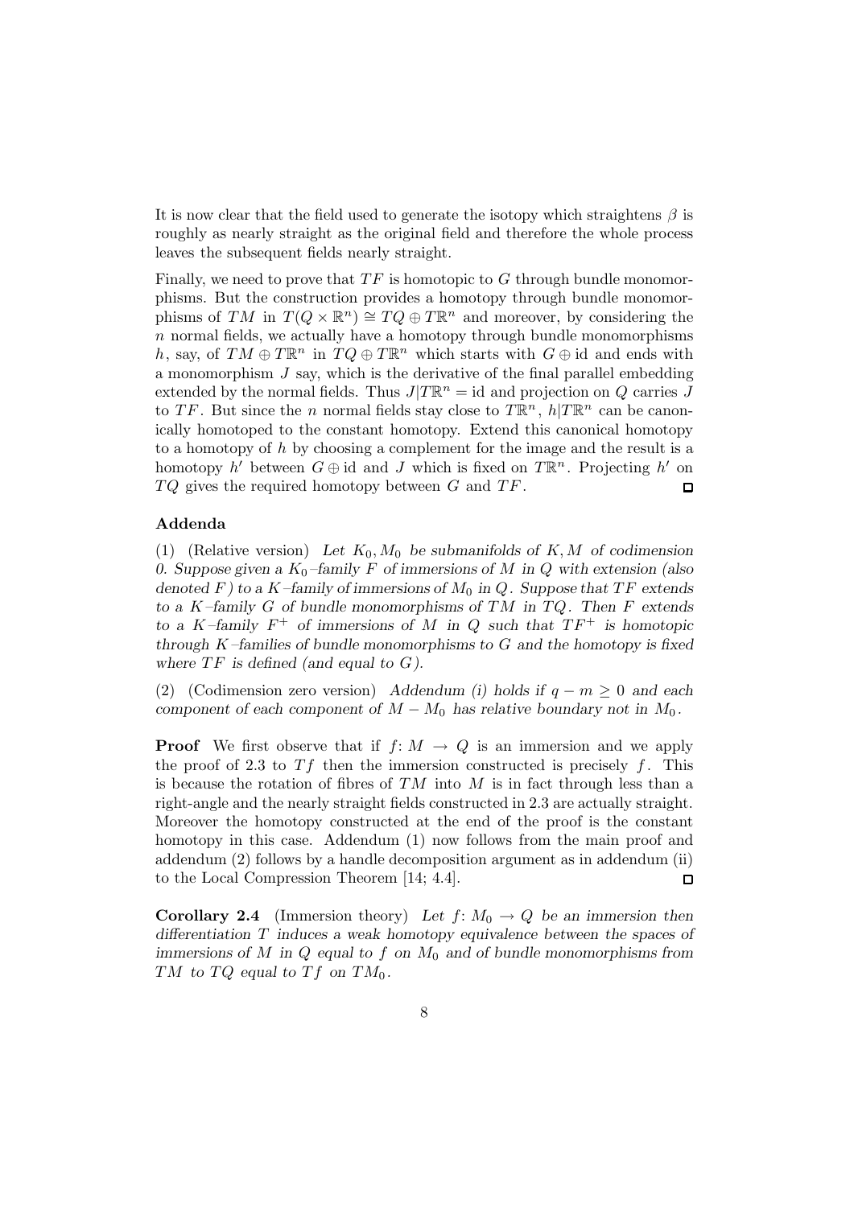It is now clear that the field used to generate the isotopy which straightens $\beta$ is roughly as nearly straight as the original field and therefore the whole process leaves the subsequent fields nearly straight.

Finally, we need to prove that $TF$ is homotopic to $G$ through bundle monomorphisms. But the construction provides a homotopy through bundle monomorphisms of $TM$ in $T(Q \times \mathbb{R}^n) \cong TQ \oplus T\mathbb{R}^n$ and moreover, by considering the $n$ normal fields, we actually have a homotopy through bundle monomorphisms $h$, say, of $TM \oplus T\mathbb{R}^n$ in $TQ \oplus T\mathbb{R}^n$ which starts with $G \oplus \mathrm{id}$ and ends with a monomorphism $J$ say, which is the derivative of the final parallel embedding extended by the normal fields. Thus $J|T\mathbb{R}^n = \mathrm{id}$ and projection on $Q$ carries $J$ to $TF$. But since the $n$ normal fields stay close to $T\mathbb{R}^n$, $h|T\mathbb{R}^n$ can be canonically homotoped to the constant homotopy. Extend this canonical homotopy to a homotopy of $h$ by choosing a complement for the image and the result is a homotopy $h'$ between $G \oplus \mathrm{id}$ and $J$ which is fixed on $T\mathbb{R}^n$. Projecting $h'$ on $TQ$ gives the required homotopy between $G$ and $TF$. □

**Addenda**

(1) (Relative version) *Let $K_0, M_0$ be submanifolds of $K, M$ of codimension 0. Suppose given a $K_0$–family $F$ of immersions of $M$ in $Q$ with extension (also denoted $F$) to a $K$–family of immersions of $M_0$ in $Q$. Suppose that $TF$ extends to a $K$–family $G$ of bundle monomorphisms of $TM$ in $TQ$. Then $F$ extends to a $K$–family $F^+$ of immersions of $M$ in $Q$ such that $TF^+$ is homotopic through $K$–families of bundle monomorphisms to $G$ and the homotopy is fixed where $TF$ is defined (and equal to $G$).*

(2) (Codimension zero version) *Addendum (i) holds if $q - m \geq 0$ and each component of each component of $M - M_0$ has relative boundary not in $M_0$.*

**Proof** We first observe that if $f\colon M \to Q$ is an immersion and we apply the proof of 2.3 to $Tf$ then the immersion constructed is precisely $f$. This is because the rotation of fibres of $TM$ into $M$ is in fact through less than a right-angle and the nearly straight fields constructed in 2.3 are actually straight. Moreover the homotopy constructed at the end of the proof is the constant homotopy in this case. Addendum (1) now follows from the main proof and addendum (2) follows by a handle decomposition argument as in addendum (ii) to the Local Compression Theorem [14; 4.4]. □

**Corollary 2.4** (Immersion theory) *Let $f\colon M_0 \to Q$ be an immersion then differentiation $T$ induces a weak homotopy equivalence between the spaces of immersions of $M$ in $Q$ equal to $f$ on $M_0$ and of bundle monomorphisms from $TM$ to $TQ$ equal to $Tf$ on $TM_0$.*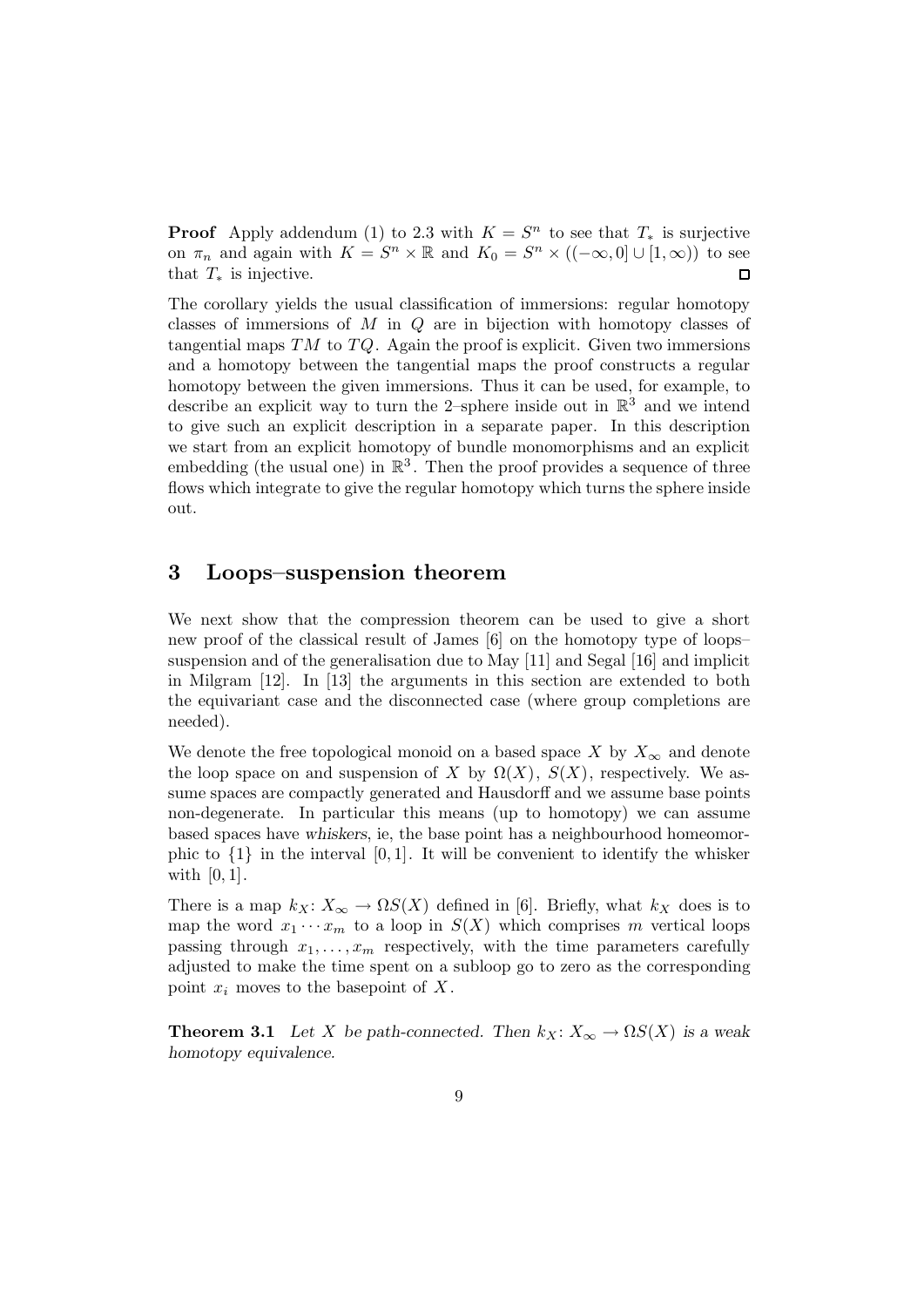**Proof** Apply addendum (1) to 2.3 with $K = S^n$ to see that $T_*$ is surjective on $\pi_n$ and again with $K = S^n \times \mathbb{R}$ and $K_0 = S^n \times ((-\infty, 0] \cup [1, \infty))$ to see that $T_*$ is injective. ◻

The corollary yields the usual classification of immersions: regular homotopy classes of immersions of $M$ in $Q$ are in bijection with homotopy classes of tangential maps $TM$ to $TQ$. Again the proof is explicit. Given two immersions and a homotopy between the tangential maps the proof constructs a regular homotopy between the given immersions. Thus it can be used, for example, to describe an explicit way to turn the 2–sphere inside out in $\mathbb{R}^3$ and we intend to give such an explicit description in a separate paper. In this description we start from an explicit homotopy of bundle monomorphisms and an explicit embedding (the usual one) in $\mathbb{R}^3$. Then the proof provides a sequence of three flows which integrate to give the regular homotopy which turns the sphere inside out.

## 3 Loops–suspension theorem

We next show that the compression theorem can be used to give a short new proof of the classical result of James [6] on the homotopy type of loops–suspension and of the generalisation due to May [11] and Segal [16] and implicit in Milgram [12]. In [13] the arguments in this section are extended to both the equivariant case and the disconnected case (where group completions are needed).

We denote the free topological monoid on a based space $X$ by $X_\infty$ and denote the loop space on and suspension of $X$ by $\Omega(X)$, $S(X)$, respectively. We assume spaces are compactly generated and Hausdorff and we assume base points non-degenerate. In particular this means (up to homotopy) we can assume based spaces have *whiskers*, ie, the base point has a neighbourhood homeomorphic to $\{1\}$ in the interval $[0, 1]$. It will be convenient to identify the whisker with $[0, 1]$.

There is a map $k_X \colon X_\infty \to \Omega S(X)$ defined in [6]. Briefly, what $k_X$ does is to map the word $x_1 \cdots x_m$ to a loop in $S(X)$ which comprises $m$ vertical loops passing through $x_1, \ldots, x_m$ respectively, with the time parameters carefully adjusted to make the time spent on a subloop go to zero as the corresponding point $x_i$ moves to the basepoint of $X$.

**Theorem 3.1** *Let $X$ be path-connected. Then $k_X \colon X_\infty \to \Omega S(X)$ is a weak homotopy equivalence.*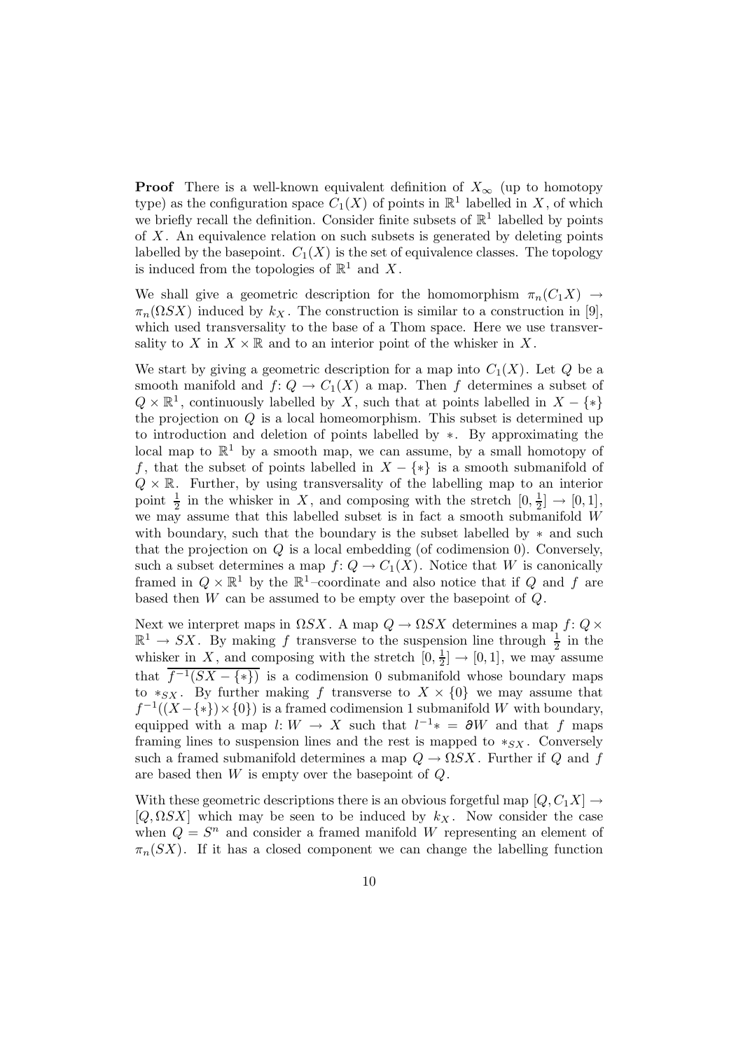**Proof** There is a well-known equivalent definition of $X_\infty$ (up to homotopy type) as the configuration space $C_1(X)$ of points in $\mathbb{R}^1$ labelled in $X$, of which we briefly recall the definition. Consider finite subsets of $\mathbb{R}^1$ labelled by points of $X$. An equivalence relation on such subsets is generated by deleting points labelled by the basepoint. $C_1(X)$ is the set of equivalence classes. The topology is induced from the topologies of $\mathbb{R}^1$ and $X$.

We shall give a geometric description for the homomorphism $\pi_n(C_1X) \to \pi_n(\Omega SX)$ induced by $k_X$. The construction is similar to a construction in [9], which used transversality to the base of a Thom space. Here we use transversality to $X$ in $X \times \mathbb{R}$ and to an interior point of the whisker in $X$.

We start by giving a geometric description for a map into $C_1(X)$. Let $Q$ be a smooth manifold and $f\colon Q \to C_1(X)$ a map. Then $f$ determines a subset of $Q \times \mathbb{R}^1$, continuously labelled by $X$, such that at points labelled in $X - \{*\}$ the projection on $Q$ is a local homeomorphism. This subset is determined up to introduction and deletion of points labelled by $*$. By approximating the local map to $\mathbb{R}^1$ by a smooth map, we can assume, by a small homotopy of $f$, that the subset of points labelled in $X - \{*\}$ is a smooth submanifold of $Q \times \mathbb{R}$. Further, by using transversality of the labelling map to an interior point $\frac{1}{2}$ in the whisker in $X$, and composing with the stretch $[0, \frac{1}{2}] \to [0, 1]$, we may assume that this labelled subset is in fact a smooth submanifold $W$ with boundary, such that the boundary is the subset labelled by $*$ and such that the projection on $Q$ is a local embedding (of codimension 0). Conversely, such a subset determines a map $f\colon Q \to C_1(X)$. Notice that $W$ is canonically framed in $Q \times \mathbb{R}^1$ by the $\mathbb{R}^1$–coordinate and also notice that if $Q$ and $f$ are based then $W$ can be assumed to be empty over the basepoint of $Q$.

Next we interpret maps in $\Omega SX$. A map $Q \to \Omega SX$ determines a map $f\colon Q \times \mathbb{R}^1 \to SX$. By making $f$ transverse to the suspension line through $\frac{1}{2}$ in the whisker in $X$, and composing with the stretch $[0, \frac{1}{2}] \to [0, 1]$, we may assume that $\overline{f^{-1}(SX - \{*\})}$ is a codimension 0 submanifold whose boundary maps to $*_{SX}$. By further making $f$ transverse to $X \times \{0\}$ we may assume that $f^{-1}((X - \{*\}) \times \{0\})$ is a framed codimension 1 submanifold $W$ with boundary, equipped with a map $l\colon W \to X$ such that $l^{-1}* = \partial W$ and that $f$ maps framing lines to suspension lines and the rest is mapped to $*_{SX}$. Conversely such a framed submanifold determines a map $Q \to \Omega SX$. Further if $Q$ and $f$ are based then $W$ is empty over the basepoint of $Q$.

With these geometric descriptions there is an obvious forgetful map $[Q, C_1X] \to [Q, \Omega SX]$ which may be seen to be induced by $k_X$. Now consider the case when $Q = S^n$ and consider a framed manifold $W$ representing an element of $\pi_n(SX)$. If it has a closed component we can change the labelling function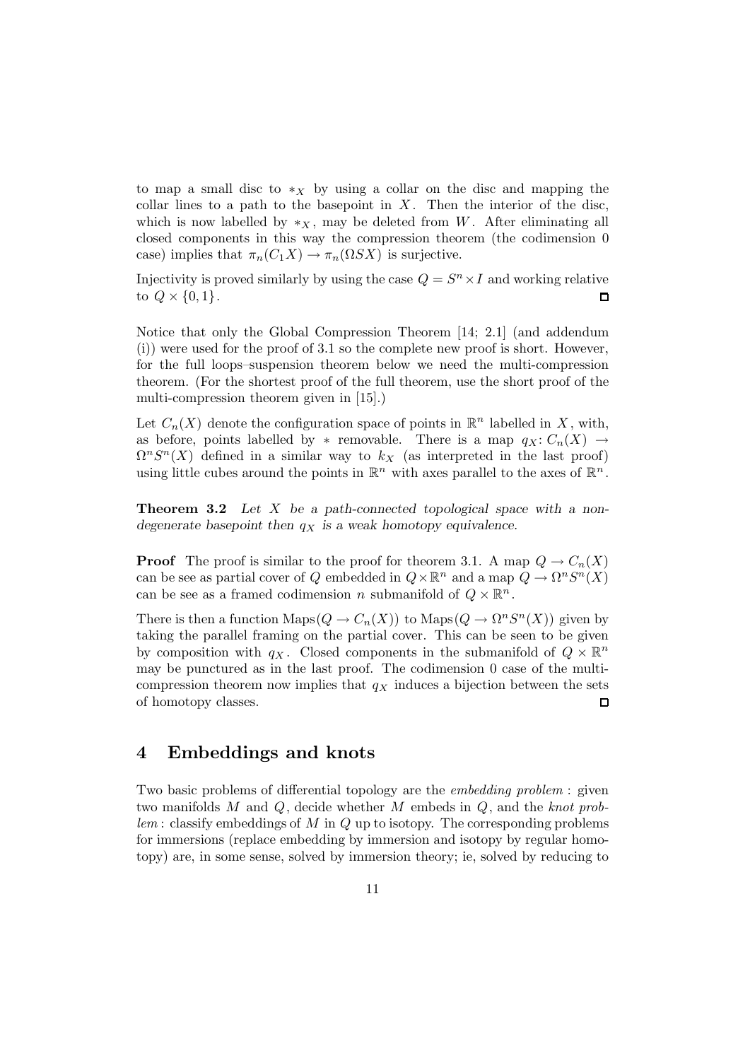to map a small disc to $*_X$ by using a collar on the disc and mapping the collar lines to a path to the basepoint in $X$. Then the interior of the disc, which is now labelled by $*_X$, may be deleted from $W$. After eliminating all closed components in this way the compression theorem (the codimension 0 case) implies that $\pi_n(C_1X) \to \pi_n(\Omega SX)$ is surjective.

Injectivity is proved similarly by using the case $Q = S^n \times I$ and working relative to $Q \times \{0,1\}$. ◻

Notice that only the Global Compression Theorem [14; 2.1] (and addendum (i)) were used for the proof of 3.1 so the complete new proof is short. However, for the full loops–suspension theorem below we need the multi-compression theorem. (For the shortest proof of the full theorem, use the short proof of the multi-compression theorem given in [15].)

Let $C_n(X)$ denote the configuration space of points in $\mathbb{R}^n$ labelled in $X$, with, as before, points labelled by $*$ removable. There is a map $q_X\colon C_n(X) \to \Omega^n S^n(X)$ defined in a similar way to $k_X$ (as interpreted in the last proof) using little cubes around the points in $\mathbb{R}^n$ with axes parallel to the axes of $\mathbb{R}^n$.

**Theorem 3.2** *Let $X$ be a path-connected topological space with a non-degenerate basepoint then $q_X$ is a weak homotopy equivalence.*

**Proof** The proof is similar to the proof for theorem 3.1. A map $Q \to C_n(X)$ can be see as partial cover of $Q$ embedded in $Q \times \mathbb{R}^n$ and a map $Q \to \Omega^n S^n(X)$ can be see as a framed codimension $n$ submanifold of $Q \times \mathbb{R}^n$.

There is then a function $\mathrm{Maps}(Q \to C_n(X))$ to $\mathrm{Maps}(Q \to \Omega^n S^n(X))$ given by taking the parallel framing on the partial cover. This can be seen to be given by composition with $q_X$. Closed components in the submanifold of $Q \times \mathbb{R}^n$ may be punctured as in the last proof. The codimension 0 case of the multi-compression theorem now implies that $q_X$ induces a bijection between the sets of homotopy classes. ◻

## 4 Embeddings and knots

Two basic problems of differential topology are the *embedding problem* : given two manifolds $M$ and $Q$, decide whether $M$ embeds in $Q$, and the *knot problem* : classify embeddings of $M$ in $Q$ up to isotopy. The corresponding problems for immersions (replace embedding by immersion and isotopy by regular homotopy) are, in some sense, solved by immersion theory; ie, solved by reducing to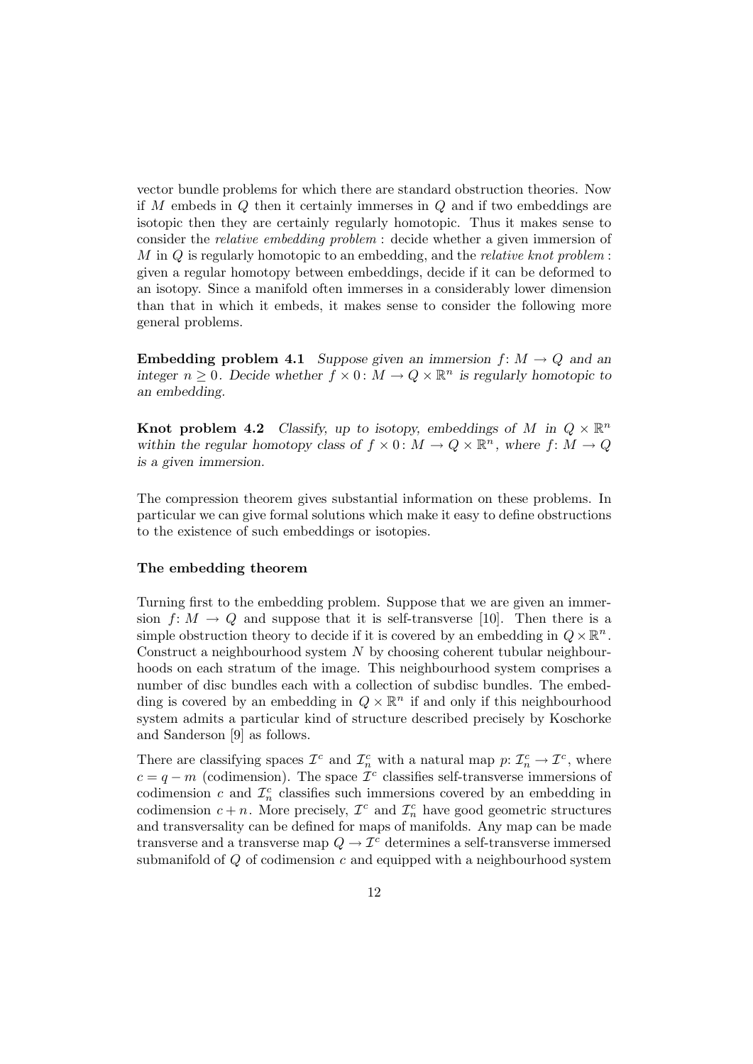vector bundle problems for which there are standard obstruction theories. Now if $M$ embeds in $Q$ then it certainly immerses in $Q$ and if two embeddings are isotopic then they are certainly regularly homotopic. Thus it makes sense to consider the *relative embedding problem* : decide whether a given immersion of $M$ in $Q$ is regularly homotopic to an embedding, and the *relative knot problem* : given a regular homotopy between embeddings, decide if it can be deformed to an isotopy. Since a manifold often immerses in a considerably lower dimension than that in which it embeds, it makes sense to consider the following more general problems.

**Embedding problem 4.1** *Suppose given an immersion $f\colon M \to Q$ and an integer $n \geq 0$. Decide whether $f \times 0\colon M \to Q \times \mathbb{R}^n$ is regularly homotopic to an embedding.*

**Knot problem 4.2** *Classify, up to isotopy, embeddings of $M$ in $Q \times \mathbb{R}^n$ within the regular homotopy class of $f \times 0\colon M \to Q \times \mathbb{R}^n$, where $f\colon M \to Q$ is a given immersion.*

The compression theorem gives substantial information on these problems. In particular we can give formal solutions which make it easy to define obstructions to the existence of such embeddings or isotopies.

### The embedding theorem

Turning first to the embedding problem. Suppose that we are given an immersion $f\colon M \to Q$ and suppose that it is self-transverse [10]. Then there is a simple obstruction theory to decide if it is covered by an embedding in $Q \times \mathbb{R}^n$. Construct a neighbourhood system $N$ by choosing coherent tubular neighbourhoods on each stratum of the image. This neighbourhood system comprises a number of disc bundles each with a collection of subdisc bundles. The embedding is covered by an embedding in $Q \times \mathbb{R}^n$ if and only if this neighbourhood system admits a particular kind of structure described precisely by Koschorke and Sanderson [9] as follows.

There are classifying spaces $\mathcal{I}^c$ and $\mathcal{I}^c_n$ with a natural map $p\colon \mathcal{I}^c_n \to \mathcal{I}^c$, where $c = q - m$ (codimension). The space $\mathcal{I}^c$ classifies self-transverse immersions of codimension $c$ and $\mathcal{I}^c_n$ classifies such immersions covered by an embedding in codimension $c + n$. More precisely, $\mathcal{I}^c$ and $\mathcal{I}^c_n$ have good geometric structures and transversality can be defined for maps of manifolds. Any map can be made transverse and a transverse map $Q \to \mathcal{I}^c$ determines a self-transverse immersed submanifold of $Q$ of codimension $c$ and equipped with a neighbourhood system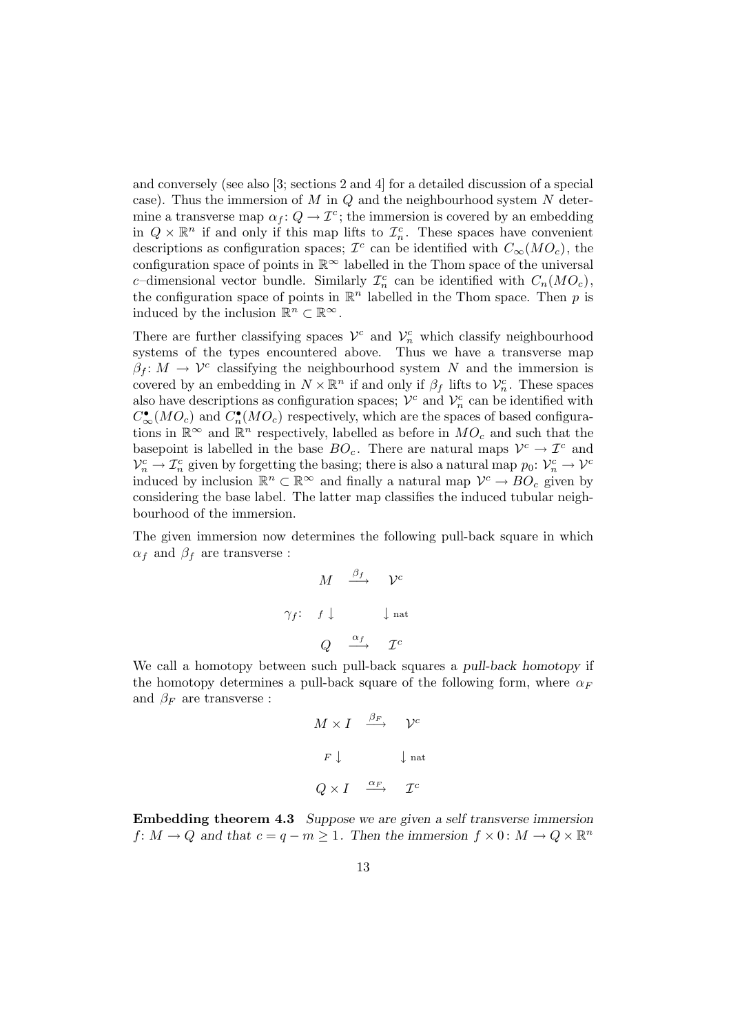and conversely (see also [3; sections 2 and 4] for a detailed discussion of a special case). Thus the immersion of $M$ in $Q$ and the neighbourhood system $N$ determine a transverse map $\alpha_f\colon Q \to \mathcal{I}^c$; the immersion is covered by an embedding in $Q \times \mathbb{R}^n$ if and only if this map lifts to $\mathcal{I}^c_n$. These spaces have convenient descriptions as configuration spaces; $\mathcal{I}^c$ can be identified with $C_\infty(MO_c)$, the configuration space of points in $\mathbb{R}^\infty$ labelled in the Thom space of the universal $c$–dimensional vector bundle. Similarly $\mathcal{I}^c_n$ can be identified with $C_n(MO_c)$, the configuration space of points in $\mathbb{R}^n$ labelled in the Thom space. Then $p$ is induced by the inclusion $\mathbb{R}^n \subset \mathbb{R}^\infty$.

There are further classifying spaces $\mathcal{V}^c$ and $\mathcal{V}^c_n$ which classify neighbourhood systems of the types encountered above. Thus we have a transverse map $\beta_f\colon M \to \mathcal{V}^c$ classifying the neighbourhood system $N$ and the immersion is covered by an embedding in $N \times \mathbb{R}^n$ if and only if $\beta_f$ lifts to $\mathcal{V}^c_n$. These spaces also have descriptions as configuration spaces; $\mathcal{V}^c$ and $\mathcal{V}^c_n$ can be identified with $C^\bullet_\infty(MO_c)$ and $C^\bullet_n(MO_c)$ respectively, which are the spaces of based configurations in $\mathbb{R}^\infty$ and $\mathbb{R}^n$ respectively, labelled as before in $MO_c$ and such that the basepoint is labelled in the base $BO_c$. There are natural maps $\mathcal{V}^c \to \mathcal{I}^c$ and $\mathcal{V}^c_n \to \mathcal{I}^c_n$ given by forgetting the basing; there is also a natural map $p_0\colon \mathcal{V}^c_n \to \mathcal{V}^c$ induced by inclusion $\mathbb{R}^n \subset \mathbb{R}^\infty$ and finally a natural map $\mathcal{V}^c \to BO_c$ given by considering the base label. The latter map classifies the induced tubular neighbourhood of the immersion.

The given immersion now determines the following pull-back square in which $\alpha_f$ and $\beta_f$ are transverse :

$$\gamma_f\colon \quad \begin{array}{ccc} M & \xrightarrow{\beta_f} & \mathcal{V}^c \\ {\scriptstyle f}\downarrow & & \downarrow{\scriptstyle \text{nat}} \\ Q & \xrightarrow{\alpha_f} & \mathcal{I}^c \end{array}$$

We call a homotopy between such pull-back squares a *pull-back homotopy* if the homotopy determines a pull-back square of the following form, where $\alpha_F$ and $\beta_F$ are transverse :

$$\begin{array}{ccc} M \times I & \xrightarrow{\beta_F} & \mathcal{V}^c \\ {\scriptstyle F}\downarrow & & \downarrow{\scriptstyle \text{nat}} \\ Q \times I & \xrightarrow{\alpha_F} & \mathcal{I}^c \end{array}$$

**Embedding theorem 4.3** *Suppose we are given a self transverse immersion $f\colon M \to Q$ and that $c = q - m \geq 1$. Then the immersion $f \times 0\colon M \to Q \times \mathbb{R}^n$*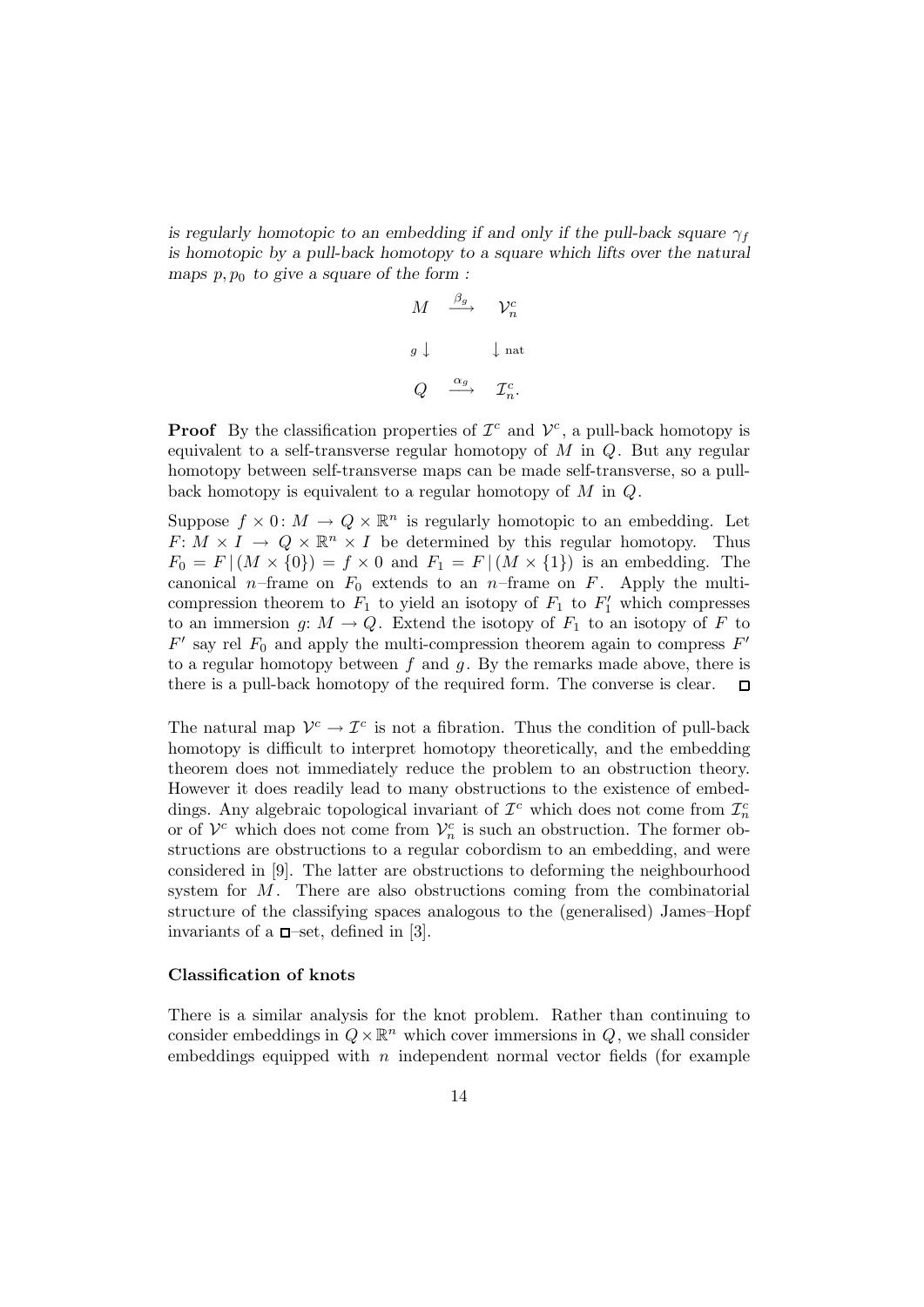*is regularly homotopic to an embedding if and only if the pull-back square $\gamma_f$ is homotopic by a pull-back homotopy to a square which lifts over the natural maps $p, p_0$ to give a square of the form :*

$$\begin{array}{ccc} M & \xrightarrow{\beta_g} & \mathcal{V}_n^c \\ g\downarrow & & \downarrow \text{nat} \\ Q & \xrightarrow{\alpha_g} & \mathcal{I}_n^c. \end{array}$$

**Proof** By the classification properties of $\mathcal{I}^c$ and $\mathcal{V}^c$, a pull-back homotopy is equivalent to a self-transverse regular homotopy of $M$ in $Q$. But any regular homotopy between self-transverse maps can be made self-transverse, so a pull-back homotopy is equivalent to a regular homotopy of $M$ in $Q$.

Suppose $f \times 0\colon M \to Q \times \mathbb{R}^n$ is regularly homotopic to an embedding. Let $F\colon M \times I \to Q \times \mathbb{R}^n \times I$ be determined by this regular homotopy. Thus $F_0 = F\,|\,(M \times \{0\}) = f \times 0$ and $F_1 = F\,|\,(M \times \{1\})$ is an embedding. The canonical $n$–frame on $F_0$ extends to an $n$–frame on $F$. Apply the multi-compression theorem to $F_1$ to yield an isotopy of $F_1$ to $F_1'$ which compresses to an immersion $g\colon M \to Q$. Extend the isotopy of $F_1$ to an isotopy of $F$ to $F'$ say rel $F_0$ and apply the multi-compression theorem again to compress $F'$ to a regular homotopy between $f$ and $g$. By the remarks made above, there is there is a pull-back homotopy of the required form. The converse is clear. $\square$

The natural map $\mathcal{V}^c \to \mathcal{I}^c$ is not a fibration. Thus the condition of pull-back homotopy is difficult to interpret homotopy theoretically, and the embedding theorem does not immediately reduce the problem to an obstruction theory. However it does readily lead to many obstructions to the existence of embeddings. Any algebraic topological invariant of $\mathcal{I}^c$ which does not come from $\mathcal{I}_n^c$ or of $\mathcal{V}^c$ which does not come from $\mathcal{V}_n^c$ is such an obstruction. The former obstructions are obstructions to a regular cobordism to an embedding, and were considered in [9]. The latter are obstructions to deforming the neighbourhood system for $M$. There are also obstructions coming from the combinatorial structure of the classifying spaces analogous to the (generalised) James–Hopf invariants of a $\square$–set, defined in [3].

### Classification of knots

There is a similar analysis for the knot problem. Rather than continuing to consider embeddings in $Q \times \mathbb{R}^n$ which cover immersions in $Q$, we shall consider embeddings equipped with $n$ independent normal vector fields (for example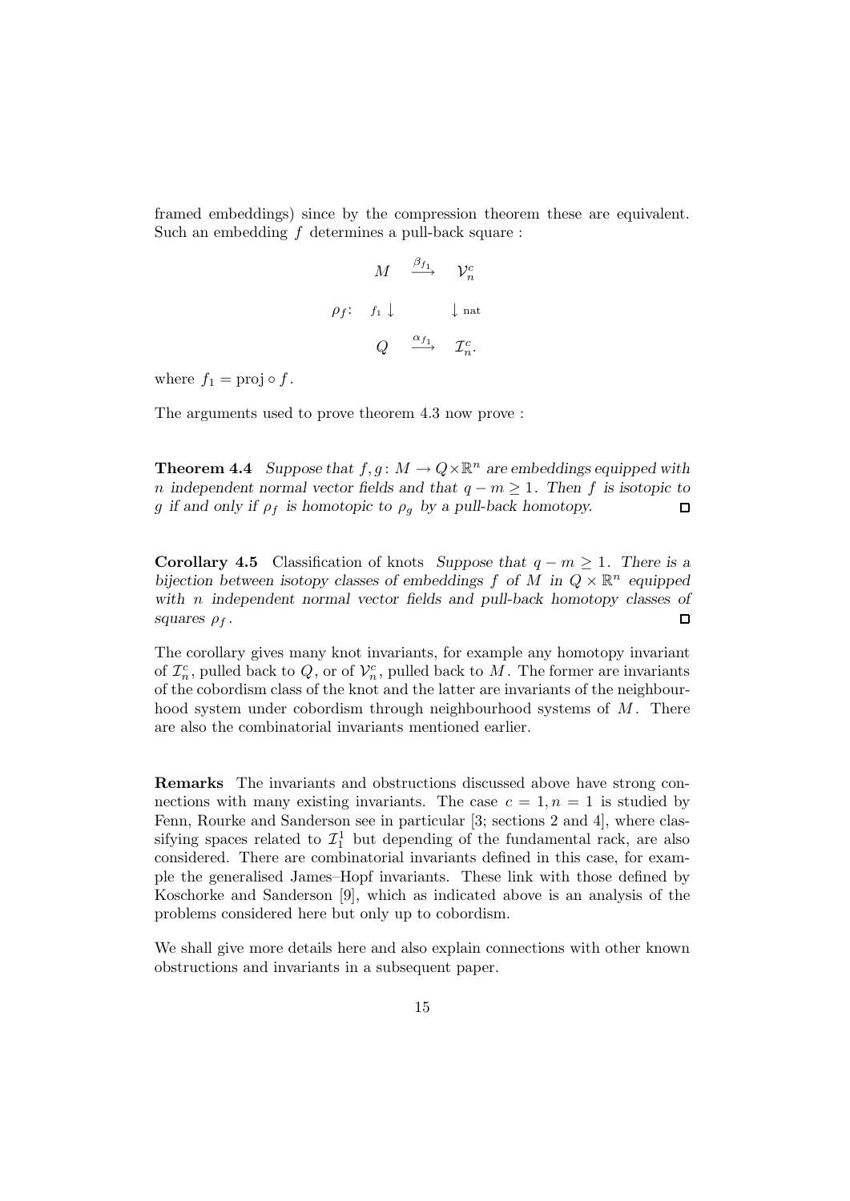framed embeddings) since by the compression theorem these are equivalent. Such an embedding $f$ determines a pull-back square :

$$
\rho_f\colon \quad \begin{array}{ccc}
M & \xrightarrow{\beta_{f_1}} & \mathcal{V}_n^c \\
{\scriptstyle f_1}\downarrow & & \downarrow{\scriptstyle \text{nat}} \\
Q & \xrightarrow{\alpha_{f_1}} & \mathcal{I}_n^c.
\end{array}
$$

where $f_1 = \text{proj} \circ f$.

The arguments used to prove theorem 4.3 now prove :

**Theorem 4.4** *Suppose that $f, g\colon M \to Q \times \mathbb{R}^n$ are embeddings equipped with $n$ independent normal vector fields and that $q - m \geq 1$. Then $f$ is isotopic to $g$ if and only if $\rho_f$ is homotopic to $\rho_g$ by a pull-back homotopy.* □

**Corollary 4.5** Classification of knots *Suppose that $q - m \geq 1$. There is a bijection between isotopy classes of embeddings $f$ of $M$ in $Q \times \mathbb{R}^n$ equipped with $n$ independent normal vector fields and pull-back homotopy classes of squares $\rho_f$.* □

The corollary gives many knot invariants, for example any homotopy invariant of $\mathcal{I}_n^c$, pulled back to $Q$, or of $\mathcal{V}_n^c$, pulled back to $M$. The former are invariants of the cobordism class of the knot and the latter are invariants of the neighbourhood system under cobordism through neighbourhood systems of $M$. There are also the combinatorial invariants mentioned earlier.

**Remarks** The invariants and obstructions discussed above have strong connections with many existing invariants. The case $c = 1, n = 1$ is studied by Fenn, Rourke and Sanderson see in particular [3; sections 2 and 4], where classifying spaces related to $\mathcal{I}_1^1$ but depending of the fundamental rack, are also considered. There are combinatorial invariants defined in this case, for example the generalised James–Hopf invariants. These link with those defined by Koschorke and Sanderson [9], which as indicated above is an analysis of the problems considered here but only up to cobordism.

We shall give more details here and also explain connections with other known obstructions and invariants in a subsequent paper.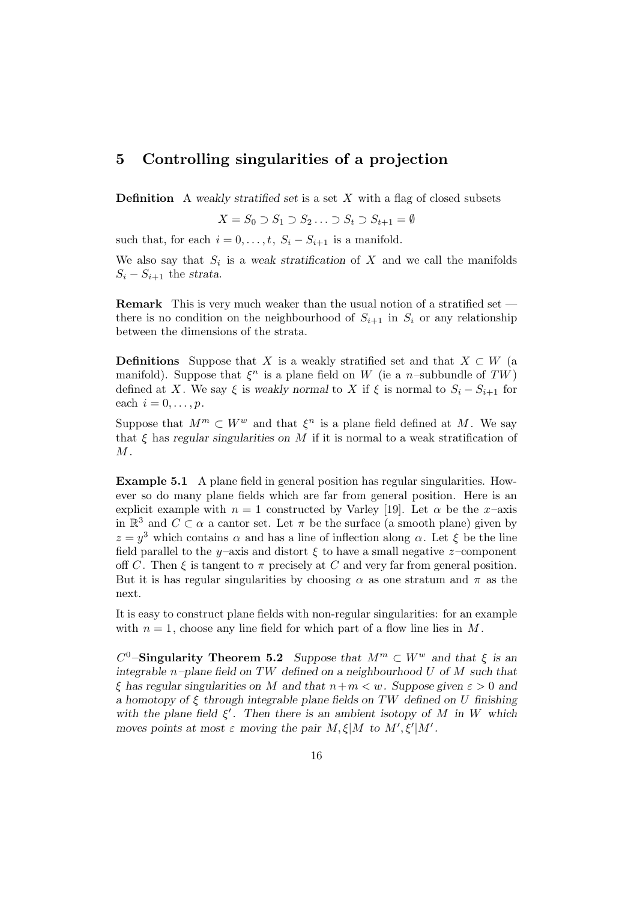## 5 Controlling singularities of a projection

**Definition** A *weakly stratified set* is a set $X$ with a flag of closed subsets

$$X = S_0 \supset S_1 \supset S_2 \ldots \supset S_t \supset S_{t+1} = \emptyset$$

such that, for each $i = 0, \ldots, t$, $S_i - S_{i+1}$ is a manifold.

We also say that $S_i$ is a *weak stratification* of $X$ and we call the manifolds $S_i - S_{i+1}$ the *strata*.

**Remark** This is very much weaker than the usual notion of a stratified set — there is no condition on the neighbourhood of $S_{i+1}$ in $S_i$ or any relationship between the dimensions of the strata.

**Definitions** Suppose that $X$ is a weakly stratified set and that $X \subset W$ (a manifold). Suppose that $\xi^n$ is a plane field on $W$ (ie a $n$–subbundle of $TW$) defined at $X$. We say $\xi$ is *weakly normal* to $X$ if $\xi$ is normal to $S_i - S_{i+1}$ for each $i = 0, \ldots, p$.

Suppose that $M^m \subset W^w$ and that $\xi^n$ is a plane field defined at $M$. We say that $\xi$ has *regular singularities on* $M$ if it is normal to a weak stratification of $M$.

**Example 5.1** A plane field in general position has regular singularities. However so do many plane fields which are far from general position. Here is an explicit example with $n = 1$ constructed by Varley [19]. Let $\alpha$ be the $x$–axis in $\mathbb{R}^3$ and $C \subset \alpha$ a cantor set. Let $\pi$ be the surface (a smooth plane) given by $z = y^3$ which contains $\alpha$ and has a line of inflection along $\alpha$. Let $\xi$ be the line field parallel to the $y$–axis and distort $\xi$ to have a small negative $z$–component off $C$. Then $\xi$ is tangent to $\pi$ precisely at $C$ and very far from general position. But it is has regular singularities by choosing $\alpha$ as one stratum and $\pi$ as the next.

It is easy to construct plane fields with non-regular singularities: for an example with $n = 1$, choose any line field for which part of a flow line lies in $M$.

**$C^0$–Singularity Theorem 5.2** *Suppose that $M^m \subset W^w$ and that $\xi$ is an integrable $n$–plane field on $TW$ defined on a neighbourhood $U$ of $M$ such that $\xi$ has regular singularities on $M$ and that $n + m < w$. Suppose given $\varepsilon > 0$ and a homotopy of $\xi$ through integrable plane fields on $TW$ defined on $U$ finishing with the plane field $\xi'$. Then there is an ambient isotopy of $M$ in $W$ which moves points at most $\varepsilon$ moving the pair $M, \xi|M$ to $M', \xi'|M'$.*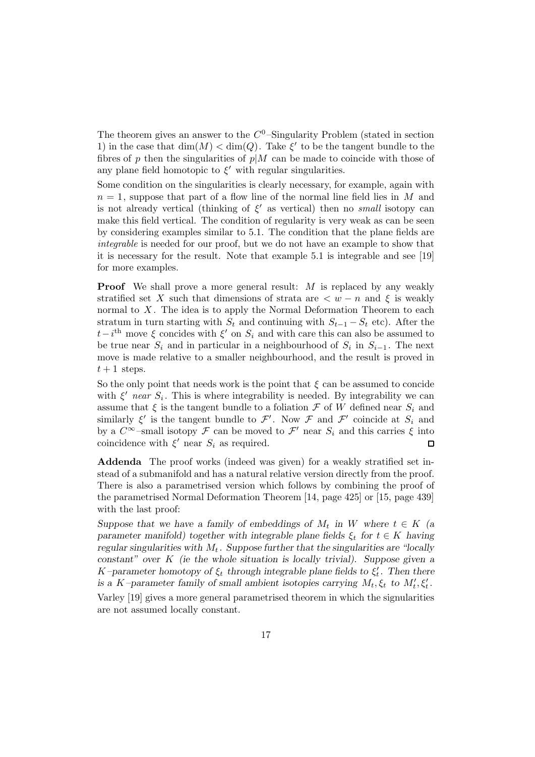The theorem gives an answer to the $C^0$–Singularity Problem (stated in section 1) in the case that $\dim(M) < \dim(Q)$. Take $\xi'$ to be the tangent bundle to the fibres of $p$ then the singularities of $p|M$ can be made to coincide with those of any plane field homotopic to $\xi'$ with regular singularities.

Some condition on the singularities is clearly necessary, for example, again with $n = 1$, suppose that part of a flow line of the normal line field lies in $M$ and is not already vertical (thinking of $\xi'$ as vertical) then no *small* isotopy can make this field vertical. The condition of regularity is very weak as can be seen by considering examples similar to 5.1. The condition that the plane fields are *integrable* is needed for our proof, but we do not have an example to show that it is necessary for the result. Note that example 5.1 is integrable and see [19] for more examples.

**Proof** We shall prove a more general result: $M$ is replaced by any weakly stratified set $X$ such that dimensions of strata are $< w - n$ and $\xi$ is weakly normal to $X$. The idea is to apply the Normal Deformation Theorem to each stratum in turn starting with $S_t$ and continuing with $S_{t-1} - S_t$ etc). After the $t-i^{\text{th}}$ move $\xi$ concides with $\xi'$ on $S_i$ and with care this can also be assumed to be true near $S_i$ and in particular in a neighbourhood of $S_i$ in $S_{i-1}$. The next move is made relative to a smaller neighbourhood, and the result is proved in $t + 1$ steps.

So the only point that needs work is the point that $\xi$ can be assumed to concide with $\xi'$ *near* $S_i$. This is where integrability is needed. By integrability we can assume that $\xi$ is the tangent bundle to a foliation $\mathcal{F}$ of $W$ defined near $S_i$ and similarly $\xi'$ is the tangent bundle to $\mathcal{F}'$. Now $\mathcal{F}$ and $\mathcal{F}'$ coincide at $S_i$ and by a $C^\infty$–small isotopy $\mathcal{F}$ can be moved to $\mathcal{F}'$ near $S_i$ and this carries $\xi$ into coincidence with $\xi'$ near $S_i$ as required. □

**Addenda** The proof works (indeed was given) for a weakly stratified set instead of a submanifold and has a natural relative version directly from the proof. There is also a parametrised version which follows by combining the proof of the parametrised Normal Deformation Theorem [14, page 425] or [15, page 439] with the last proof:

*Suppose that we have a family of embeddings of $M_t$ in $W$ where $t \in K$ (a parameter manifold) together with integrable plane fields $\xi_t$ for $t \in K$ having regular singularities with $M_t$. Suppose further that the singularities are "locally constant" over $K$ (ie the whole situation is locally trivial). Suppose given a $K$–parameter homotopy of $\xi_t$ through integrable plane fields to $\xi'_t$. Then there is a $K$–parameter family of small ambient isotopies carrying $M_t, \xi_t$ to $M'_t, \xi'_t$.*

Varley [19] gives a more general parametrised theorem in which the signularities are not assumed locally constant.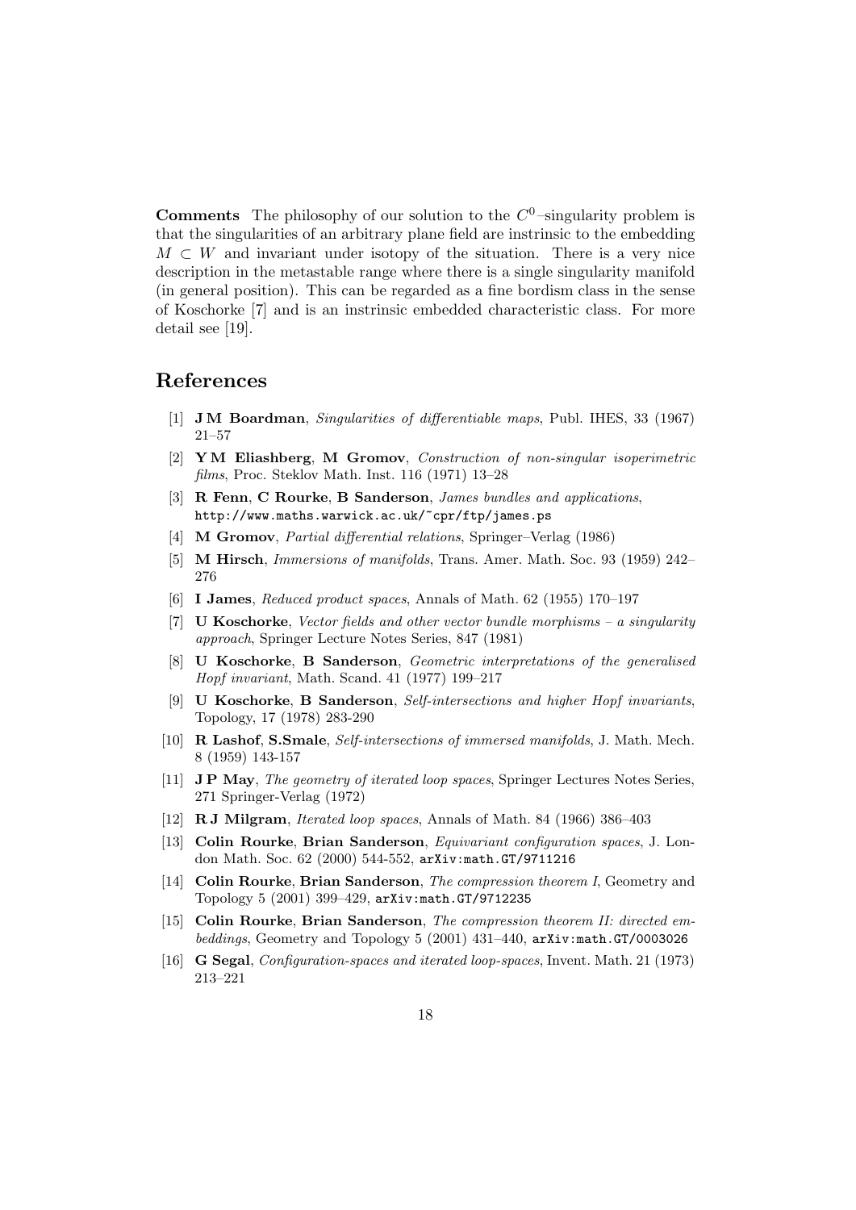**Comments** The philosophy of our solution to the $C^0$–singularity problem is that the singularities of an arbitrary plane field are instrinsic to the embedding $M \subset W$ and invariant under isotopy of the situation. There is a very nice description in the metastable range where there is a single singularity manifold (in general position). This can be regarded as a fine bordism class in the sense of Koschorke [7] and is an instrinsic embedded characteristic class. For more detail see [19].

## References

[1] **J M Boardman**, *Singularities of differentiable maps*, Publ. IHES, 33 (1967) 21–57

[2] **Y M Eliashberg**, **M Gromov**, *Construction of non-singular isoperimetric films*, Proc. Steklov Math. Inst. 116 (1971) 13–28

[3] **R Fenn**, **C Rourke**, **B Sanderson**, *James bundles and applications*, `http://www.maths.warwick.ac.uk/~cpr/ftp/james.ps`

[4] **M Gromov**, *Partial differential relations*, Springer–Verlag (1986)

[5] **M Hirsch**, *Immersions of manifolds*, Trans. Amer. Math. Soc. 93 (1959) 242–276

[6] **I James**, *Reduced product spaces*, Annals of Math. 62 (1955) 170–197

[7] **U Koschorke**, *Vector fields and other vector bundle morphisms – a singularity approach*, Springer Lecture Notes Series, 847 (1981)

[8] **U Koschorke**, **B Sanderson**, *Geometric interpretations of the generalised Hopf invariant*, Math. Scand. 41 (1977) 199–217

[9] **U Koschorke**, **B Sanderson**, *Self-intersections and higher Hopf invariants*, Topology, 17 (1978) 283-290

[10] **R Lashof**, **S.Smale**, *Self-intersections of immersed manifolds*, J. Math. Mech. 8 (1959) 143-157

[11] **J P May**, *The geometry of iterated loop spaces*, Springer Lectures Notes Series, 271 Springer-Verlag (1972)

[12] **R J Milgram**, *Iterated loop spaces*, Annals of Math. 84 (1966) 386–403

[13] **Colin Rourke**, **Brian Sanderson**, *Equivariant configuration spaces*, J. London Math. Soc. 62 (2000) 544-552, `arXiv:math.GT/9711216`

[14] **Colin Rourke**, **Brian Sanderson**, *The compression theorem I*, Geometry and Topology 5 (2001) 399–429, `arXiv:math.GT/9712235`

[15] **Colin Rourke**, **Brian Sanderson**, *The compression theorem II: directed embeddings*, Geometry and Topology 5 (2001) 431–440, `arXiv:math.GT/0003026`

[16] **G Segal**, *Configuration-spaces and iterated loop-spaces*, Invent. Math. 21 (1973) 213–221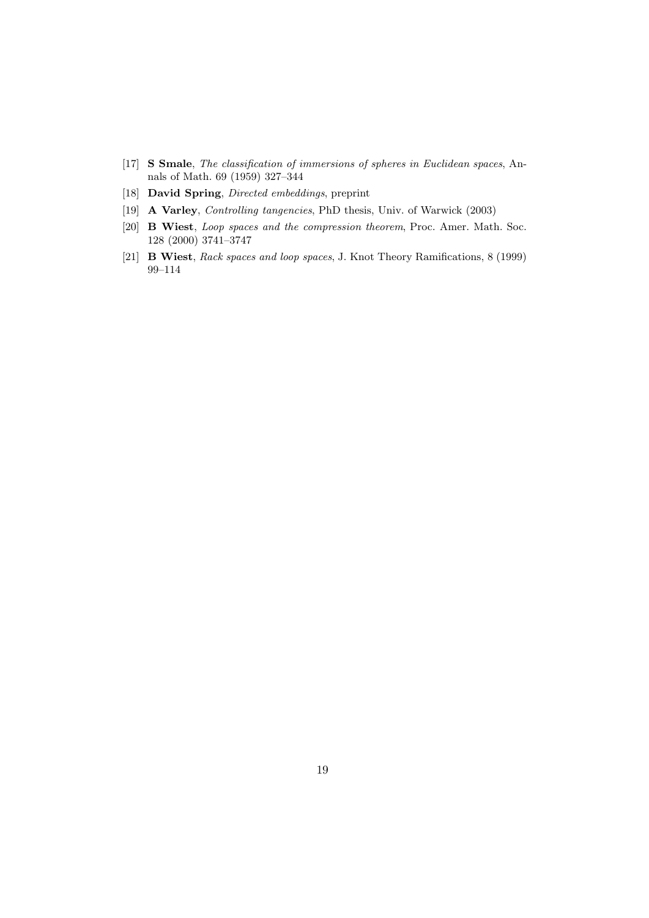- [17] **S Smale**, *The classification of immersions of spheres in Euclidean spaces*, Annals of Math. 69 (1959) 327–344
- [18] **David Spring**, *Directed embeddings*, preprint
- [19] **A Varley**, *Controlling tangencies*, PhD thesis, Univ. of Warwick (2003)
- [20] **B Wiest**, *Loop spaces and the compression theorem*, Proc. Amer. Math. Soc. 128 (2000) 3741–3747
- [21] **B Wiest**, *Rack spaces and loop spaces*, J. Knot Theory Ramifications, 8 (1999) 99–114